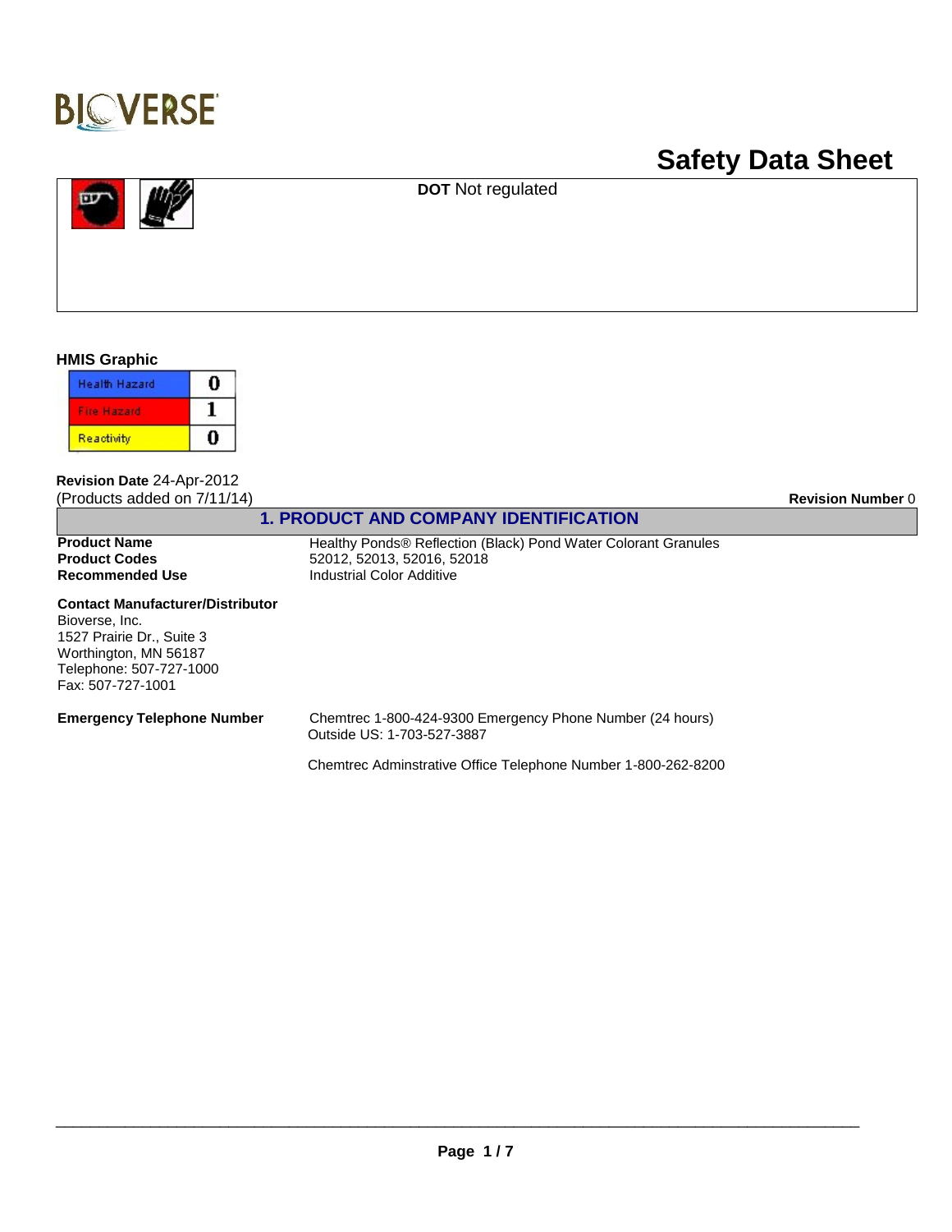BIOVERSE

# Safety Data Sheet

**DOT** Not regulated

### HMIS Graphic

| | |
|---|---|
| Health Hazard | 0 |
| Fire Hazard | 1 |
| Reactivity | 0 |

**Revision Date** 24-Apr-2012
(Products added on 7/11/14)

**Revision Number** 0

## 1. PRODUCT AND COMPANY IDENTIFICATION

**Product Name** Healthy Ponds® Reflection (Black) Pond Water Colorant Granules
**Product Codes** 52012, 52013, 52016, 52018
**Recommended Use** Industrial Color Additive

**Contact Manufacturer/Distributor**
Bioverse, Inc.
1527 Prairie Dr., Suite 3
Worthington, MN 56187
Telephone: 507-727-1000
Fax: 507-727-1001

**Emergency Telephone Number** Chemtrec 1-800-424-9300 Emergency Phone Number (24 hours)
Outside US: 1-703-527-3887

Chemtrec Adminstrative Office Telephone Number 1-800-262-8200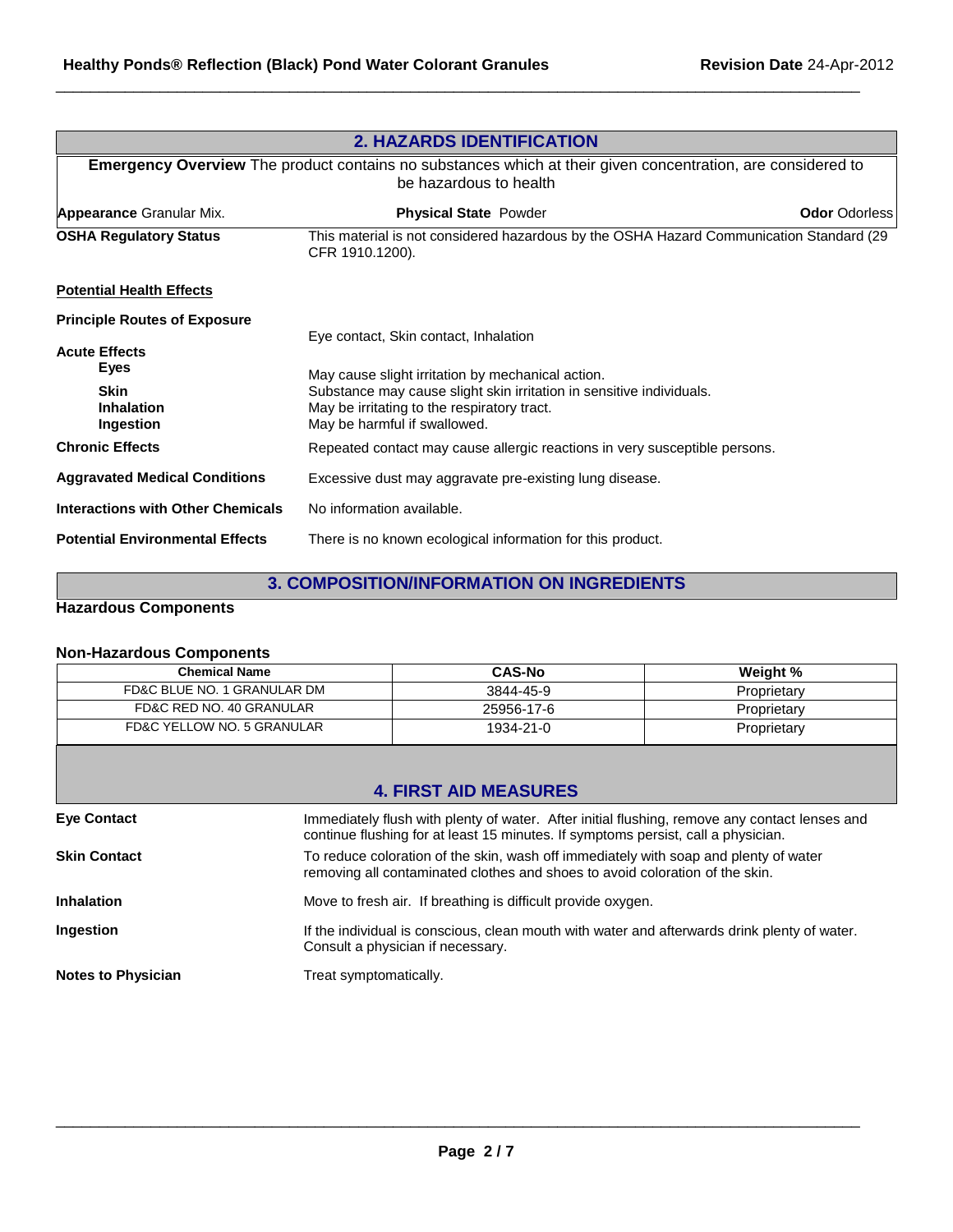## 2. HAZARDS IDENTIFICATION

**Emergency Overview** The product contains no substances which at their given concentration, are considered to be hazardous to health

**Appearance** Granular Mix. **Physical State** Powder **Odor** Odorless

**OSHA Regulatory Status** This material is not considered hazardous by the OSHA Hazard Communication Standard (29 CFR 1910.1200).

**Potential Health Effects**

**Principle Routes of Exposure** Eye contact, Skin contact, Inhalation

**Acute Effects**

- **Eyes** May cause slight irritation by mechanical action.
- **Skin** Substance may cause slight skin irritation in sensitive individuals.
- **Inhalation** May be irritating to the respiratory tract.
- **Ingestion** May be harmful if swallowed.

**Chronic Effects** Repeated contact may cause allergic reactions in very susceptible persons.

**Aggravated Medical Conditions** Excessive dust may aggravate pre-existing lung disease.

**Interactions with Other Chemicals** No information available.

**Potential Environmental Effects** There is no known ecological information for this product.

## 3. COMPOSITION/INFORMATION ON INGREDIENTS

**Hazardous Components**

**Non-Hazardous Components**

| Chemical Name | CAS-No | Weight % |
|---|---|---|
| FD&C BLUE NO. 1 GRANULAR DM | 3844-45-9 | Proprietary |
| FD&C RED NO. 40 GRANULAR | 25956-17-6 | Proprietary |
| FD&C YELLOW NO. 5 GRANULAR | 1934-21-0 | Proprietary |

## 4. FIRST AID MEASURES

**Eye Contact** Immediately flush with plenty of water. After initial flushing, remove any contact lenses and continue flushing for at least 15 minutes. If symptoms persist, call a physician.

**Skin Contact** To reduce coloration of the skin, wash off immediately with soap and plenty of water removing all contaminated clothes and shoes to avoid coloration of the skin.

**Inhalation** Move to fresh air. If breathing is difficult provide oxygen.

**Ingestion** If the individual is conscious, clean mouth with water and afterwards drink plenty of water. Consult a physician if necessary.

**Notes to Physician** Treat symptomatically.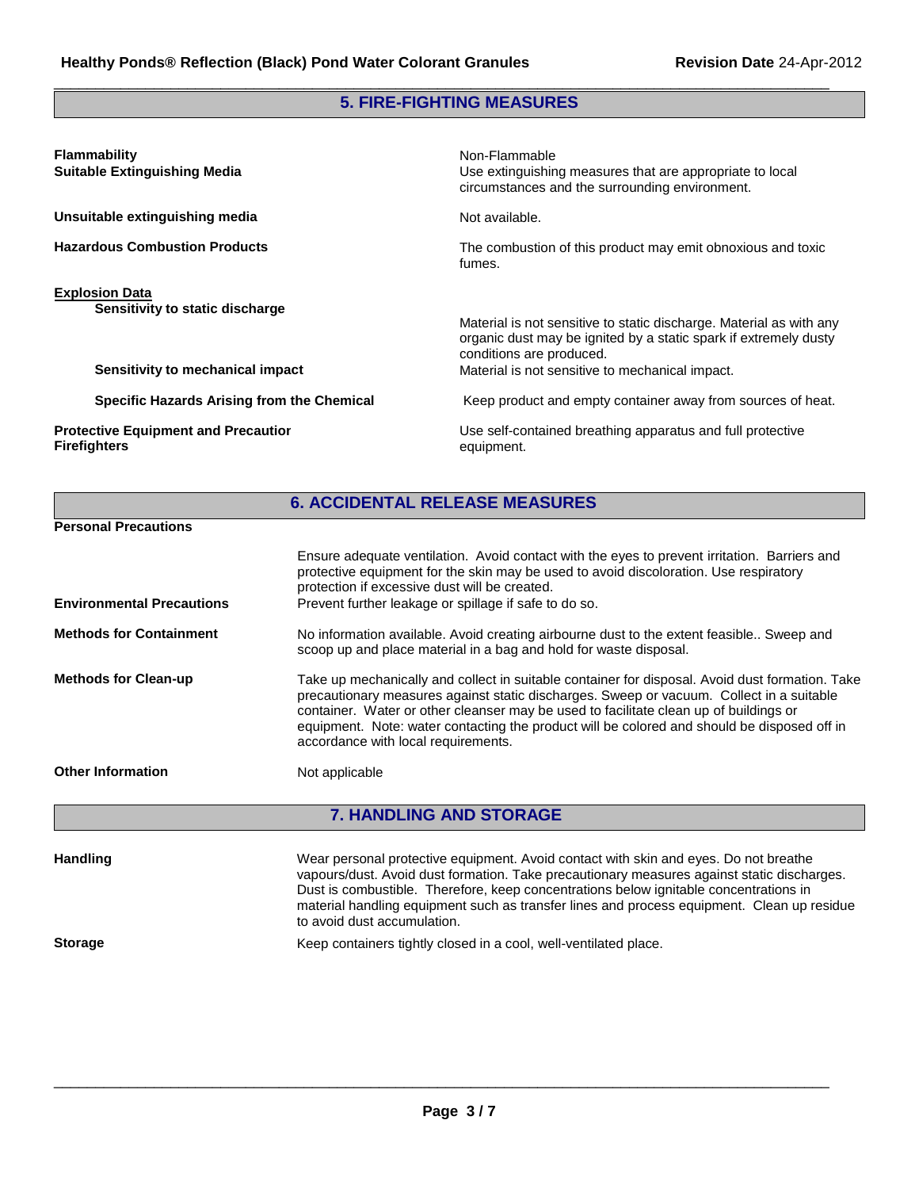## 5. FIRE-FIGHTING MEASURES

**Flammability**
Non-Flammable

**Suitable Extinguishing Media**
Use extinguishing measures that are appropriate to local circumstances and the surrounding environment.

**Unsuitable extinguishing media**
Not available.

**Hazardous Combustion Products**
The combustion of this product may emit obnoxious and toxic fumes.

**Explosion Data**

**Sensitivity to static discharge**
Material is not sensitive to static discharge. Material as with any organic dust may be ignited by a static spark if extremely dusty conditions are produced.

**Sensitivity to mechanical impact**
Material is not sensitive to mechanical impact.

**Specific Hazards Arising from the Chemical**
Keep product and empty container away from sources of heat.

**Protective Equipment and Precautior Firefighters**
Use self-contained breathing apparatus and full protective equipment.

## 6. ACCIDENTAL RELEASE MEASURES

**Personal Precautions**
Ensure adequate ventilation. Avoid contact with the eyes to prevent irritation. Barriers and protective equipment for the skin may be used to avoid discoloration. Use respiratory protection if excessive dust will be created.

**Environmental Precautions**
Prevent further leakage or spillage if safe to do so.

**Methods for Containment**
No information available. Avoid creating airbourne dust to the extent feasible.. Sweep and scoop up and place material in a bag and hold for waste disposal.

**Methods for Clean-up**
Take up mechanically and collect in suitable container for disposal. Avoid dust formation. Take precautionary measures against static discharges. Sweep or vacuum. Collect in a suitable container. Water or other cleanser may be used to facilitate clean up of buildings or equipment. Note: water contacting the product will be colored and should be disposed off in accordance with local requirements.

**Other Information**
Not applicable

## 7. HANDLING AND STORAGE

**Handling**
Wear personal protective equipment. Avoid contact with skin and eyes. Do not breathe vapours/dust. Avoid dust formation. Take precautionary measures against static discharges. Dust is combustible. Therefore, keep concentrations below ignitable concentrations in material handling equipment such as transfer lines and process equipment. Clean up residue to avoid dust accumulation.

**Storage**
Keep containers tightly closed in a cool, well-ventilated place.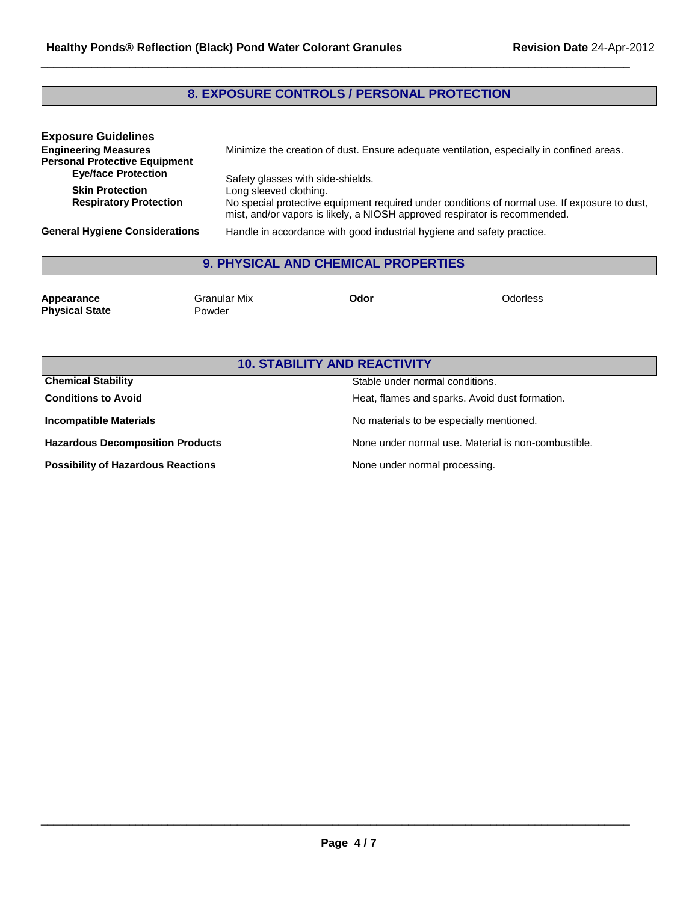## 8. EXPOSURE CONTROLS / PERSONAL PROTECTION

### Exposure Guidelines

**Engineering Measures** Minimize the creation of dust. Ensure adequate ventilation, especially in confined areas.

**Personal Protective Equipment**

**Eye/face Protection** Safety glasses with side-shields.

**Skin Protection** Long sleeved clothing.

**Respiratory Protection** No special protective equipment required under conditions of normal use. If exposure to dust, mist, and/or vapors is likely, a NIOSH approved respirator is recommended.

**General Hygiene Considerations** Handle in accordance with good industrial hygiene and safety practice.

## 9. PHYSICAL AND CHEMICAL PROPERTIES

| | | | |
|---|---|---|---|
| **Appearance** | Granular Mix | **Odor** | Odorless |
| **Physical State** | Powder | | |

## 10. STABILITY AND REACTIVITY

| | |
|---|---|
| **Chemical Stability** | Stable under normal conditions. |
| **Conditions to Avoid** | Heat, flames and sparks. Avoid dust formation. |
| **Incompatible Materials** | No materials to be especially mentioned. |
| **Hazardous Decomposition Products** | None under normal use. Material is non-combustible. |
| **Possibility of Hazardous Reactions** | None under normal processing. |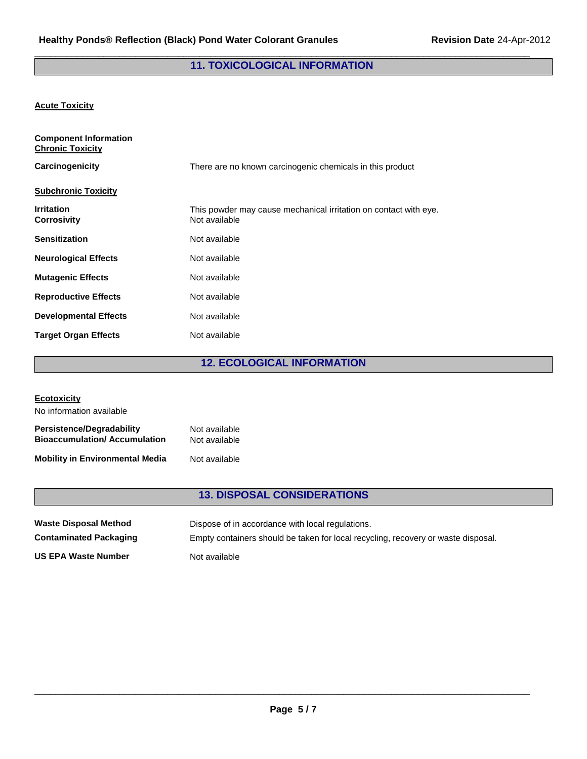## 11. TOXICOLOGICAL INFORMATION

**Acute Toxicity**

**Component Information**
**Chronic Toxicity**

**Carcinogenicity** There are no known carcinogenic chemicals in this product

**Subchronic Toxicity**

**Irritation** This powder may cause mechanical irritation on contact with eye.
**Corrosivity** Not available

**Sensitization** Not available

**Neurological Effects** Not available

**Mutagenic Effects** Not available

**Reproductive Effects** Not available

**Developmental Effects** Not available

**Target Organ Effects** Not available

## 12. ECOLOGICAL INFORMATION

**Ecotoxicity**
No information available

**Persistence/Degradability** Not available
**Bioaccumulation/ Accumulation** Not available

**Mobility in Environmental Media** Not available

## 13. DISPOSAL CONSIDERATIONS

**Waste Disposal Method** Dispose of in accordance with local regulations.

**Contaminated Packaging** Empty containers should be taken for local recycling, recovery or waste disposal.

**US EPA Waste Number** Not available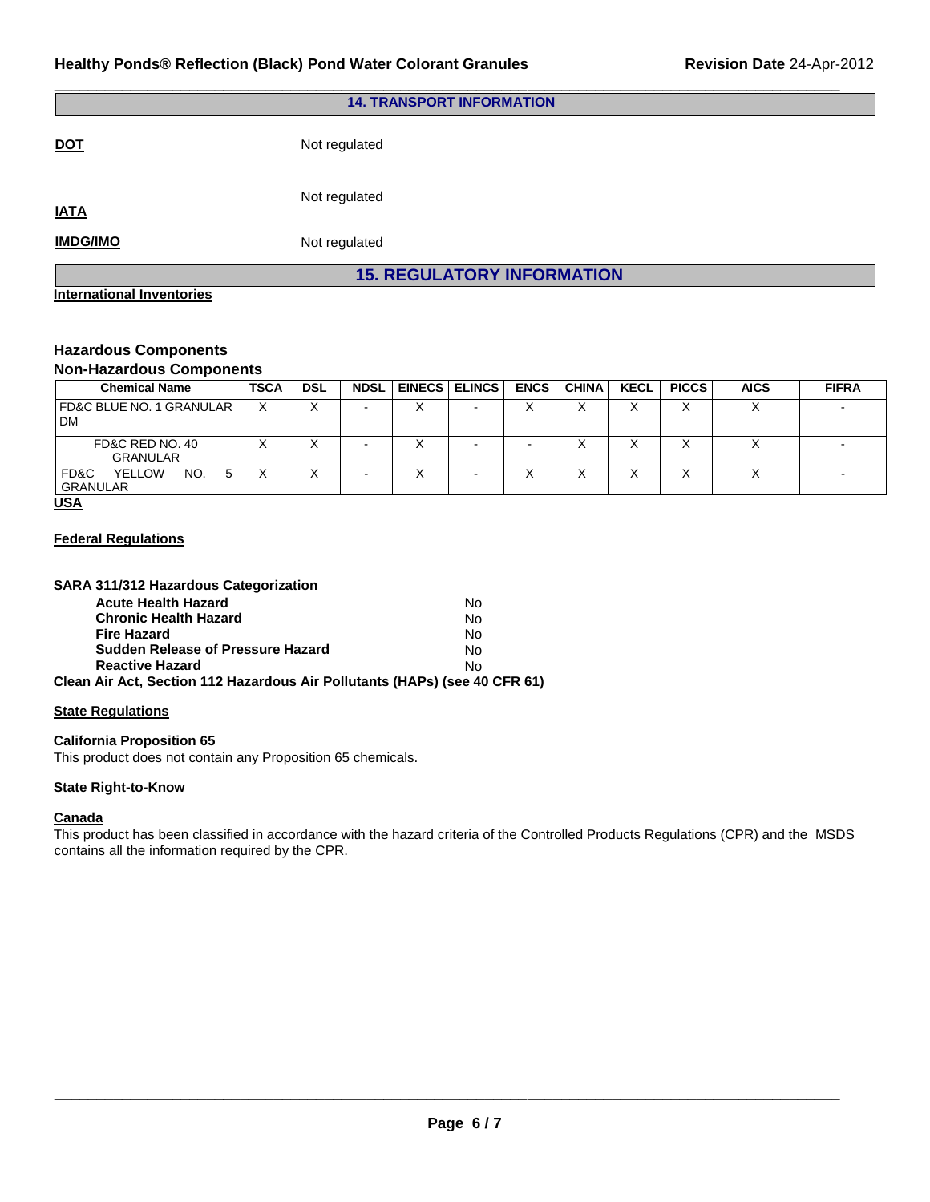## 14. TRANSPORT INFORMATION

**DOT** Not regulated

**IATA** Not regulated

**IMDG/IMO** Not regulated

## 15. REGULATORY INFORMATION

**International Inventories**

**Hazardous Components**

**Non-Hazardous Components**

| Chemical Name | TSCA | DSL | NDSL | EINECS | ELINCS | ENCS | CHINA | KECL | PICCS | AICS | FIFRA |
|---|---|---|---|---|---|---|---|---|---|---|---|
| FD&C BLUE NO. 1 GRANULAR DM | X | X | - | X | - | X | X | X | X | X | - |
| FD&C RED NO. 40 GRANULAR | X | X | - | X | - | - | X | X | X | X | - |
| FD&C YELLOW NO. 5 GRANULAR | X | X | - | X | - | X | X | X | X | X | - |

**USA**

**Federal Regulations**

**SARA 311/312 Hazardous Categorization**

| | |
|---|---|
| **Acute Health Hazard** | No |
| **Chronic Health Hazard** | No |
| **Fire Hazard** | No |
| **Sudden Release of Pressure Hazard** | No |
| **Reactive Hazard** | No |

**Clean Air Act, Section 112 Hazardous Air Pollutants (HAPs) (see 40 CFR 61)**

**State Regulations**

**California Proposition 65**

This product does not contain any Proposition 65 chemicals.

**State Right-to-Know**

**Canada**

This product has been classified in accordance with the hazard criteria of the Controlled Products Regulations (CPR) and the MSDS contains all the information required by the CPR.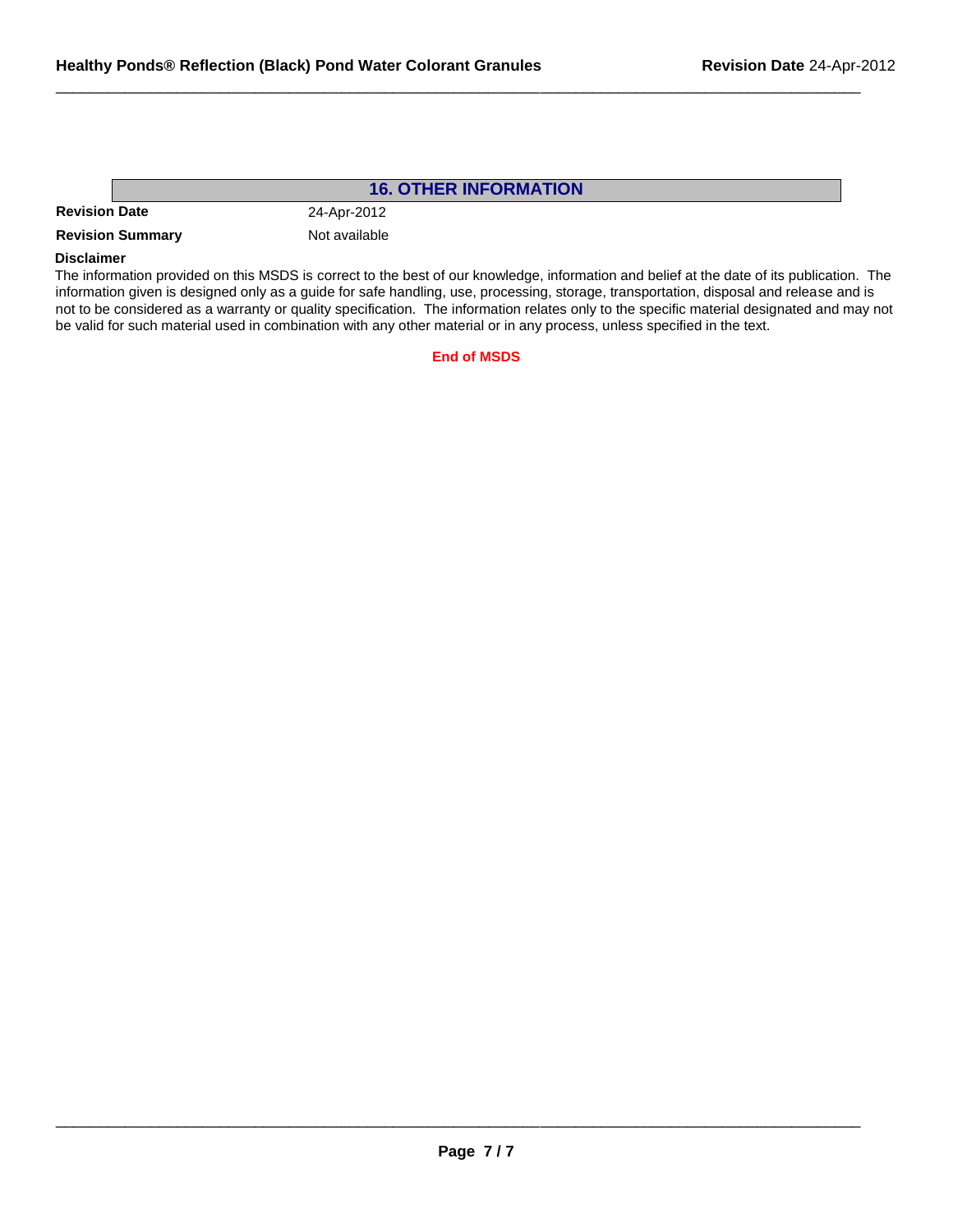## 16. OTHER INFORMATION

**Revision Date** 24-Apr-2012

**Revision Summary** Not available

**Disclaimer**

The information provided on this MSDS is correct to the best of our knowledge, information and belief at the date of its publication. The information given is designed only as a guide for safe handling, use, processing, storage, transportation, disposal and release and is not to be considered as a warranty or quality specification. The information relates only to the specific material designated and may not be valid for such material used in combination with any other material or in any process, unless specified in the text.

**End of MSDS**